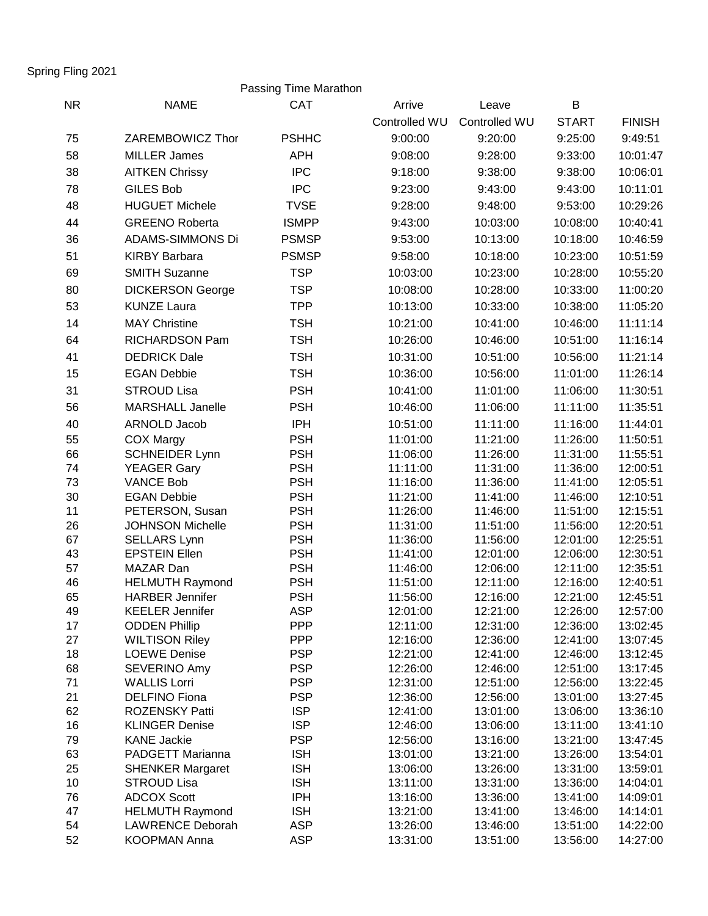Spring Fling 2021

Passing Time Marathon

| NR | NAME | CAT | Arrive Controlled WU | Leave Controlled WU | B START | FINISH |
|---|---|---|---|---|---|---|
| 75 | ZAREMBOWICZ Thor | PSHHC | 9:00:00 | 9:20:00 | 9:25:00 | 9:49:51 |
| 58 | MILLER James | APH | 9:08:00 | 9:28:00 | 9:33:00 | 10:01:47 |
| 38 | AITKEN Chrissy | IPC | 9:18:00 | 9:38:00 | 9:38:00 | 10:06:01 |
| 78 | GILES Bob | IPC | 9:23:00 | 9:43:00 | 9:43:00 | 10:11:01 |
| 48 | HUGUET Michele | TVSE | 9:28:00 | 9:48:00 | 9:53:00 | 10:29:26 |
| 44 | GREENO Roberta | ISMPP | 9:43:00 | 10:03:00 | 10:08:00 | 10:40:41 |
| 36 | ADAMS-SIMMONS Di | PSMSP | 9:53:00 | 10:13:00 | 10:18:00 | 10:46:59 |
| 51 | KIRBY Barbara | PSMSP | 9:58:00 | 10:18:00 | 10:23:00 | 10:51:59 |
| 69 | SMITH Suzanne | TSP | 10:03:00 | 10:23:00 | 10:28:00 | 10:55:20 |
| 80 | DICKERSON George | TSP | 10:08:00 | 10:28:00 | 10:33:00 | 11:00:20 |
| 53 | KUNZE Laura | TPP | 10:13:00 | 10:33:00 | 10:38:00 | 11:05:20 |
| 14 | MAY Christine | TSH | 10:21:00 | 10:41:00 | 10:46:00 | 11:11:14 |
| 64 | RICHARDSON Pam | TSH | 10:26:00 | 10:46:00 | 10:51:00 | 11:16:14 |
| 41 | DEDRICK Dale | TSH | 10:31:00 | 10:51:00 | 10:56:00 | 11:21:14 |
| 15 | EGAN Debbie | TSH | 10:36:00 | 10:56:00 | 11:01:00 | 11:26:14 |
| 31 | STROUD Lisa | PSH | 10:41:00 | 11:01:00 | 11:06:00 | 11:30:51 |
| 56 | MARSHALL Janelle | PSH | 10:46:00 | 11:06:00 | 11:11:00 | 11:35:51 |
| 40 | ARNOLD Jacob | IPH | 10:51:00 | 11:11:00 | 11:16:00 | 11:44:01 |
| 55 | COX Margy | PSH | 11:01:00 | 11:21:00 | 11:26:00 | 11:50:51 |
| 66 | SCHNEIDER Lynn | PSH | 11:06:00 | 11:26:00 | 11:31:00 | 11:55:51 |
| 74 | YEAGER Gary | PSH | 11:11:00 | 11:31:00 | 11:36:00 | 12:00:51 |
| 73 | VANCE Bob | PSH | 11:16:00 | 11:36:00 | 11:41:00 | 12:05:51 |
| 30 | EGAN Debbie | PSH | 11:21:00 | 11:41:00 | 11:46:00 | 12:10:51 |
| 11 | PETERSON, Susan | PSH | 11:26:00 | 11:46:00 | 11:51:00 | 12:15:51 |
| 26 | JOHNSON Michelle | PSH | 11:31:00 | 11:51:00 | 11:56:00 | 12:20:51 |
| 67 | SELLARS Lynn | PSH | 11:36:00 | 11:56:00 | 12:01:00 | 12:25:51 |
| 43 | EPSTEIN Ellen | PSH | 11:41:00 | 12:01:00 | 12:06:00 | 12:30:51 |
| 57 | MAZAR Dan | PSH | 11:46:00 | 12:06:00 | 12:11:00 | 12:35:51 |
| 46 | HELMUTH Raymond | PSH | 11:51:00 | 12:11:00 | 12:16:00 | 12:40:51 |
| 65 | HARBER Jennifer | PSH | 11:56:00 | 12:16:00 | 12:21:00 | 12:45:51 |
| 49 | KEELER Jennifer | ASP | 12:01:00 | 12:21:00 | 12:26:00 | 12:57:00 |
| 17 | ODDEN Phillip | PPP | 12:11:00 | 12:31:00 | 12:36:00 | 13:02:45 |
| 27 | WILTISON Riley | PPP | 12:16:00 | 12:36:00 | 12:41:00 | 13:07:45 |
| 18 | LOEWE Denise | PSP | 12:21:00 | 12:41:00 | 12:46:00 | 13:12:45 |
| 68 | SEVERINO Amy | PSP | 12:26:00 | 12:46:00 | 12:51:00 | 13:17:45 |
| 71 | WALLIS Lorri | PSP | 12:31:00 | 12:51:00 | 12:56:00 | 13:22:45 |
| 21 | DELFINO Fiona | PSP | 12:36:00 | 12:56:00 | 13:01:00 | 13:27:45 |
| 62 | ROZENSKY Patti | ISP | 12:41:00 | 13:01:00 | 13:06:00 | 13:36:10 |
| 16 | KLINGER Denise | ISP | 12:46:00 | 13:06:00 | 13:11:00 | 13:41:10 |
| 79 | KANE Jackie | PSP | 12:56:00 | 13:16:00 | 13:21:00 | 13:47:45 |
| 63 | PADGETT Marianna | ISH | 13:01:00 | 13:21:00 | 13:26:00 | 13:54:01 |
| 25 | SHENKER Margaret | ISH | 13:06:00 | 13:26:00 | 13:31:00 | 13:59:01 |
| 10 | STROUD Lisa | ISH | 13:11:00 | 13:31:00 | 13:36:00 | 14:04:01 |
| 76 | ADCOX Scott | IPH | 13:16:00 | 13:36:00 | 13:41:00 | 14:09:01 |
| 47 | HELMUTH Raymond | ISH | 13:21:00 | 13:41:00 | 13:46:00 | 14:14:01 |
| 54 | LAWRENCE Deborah | ASP | 13:26:00 | 13:46:00 | 13:51:00 | 14:22:00 |
| 52 | KOOPMAN Anna | ASP | 13:31:00 | 13:51:00 | 13:56:00 | 14:27:00 |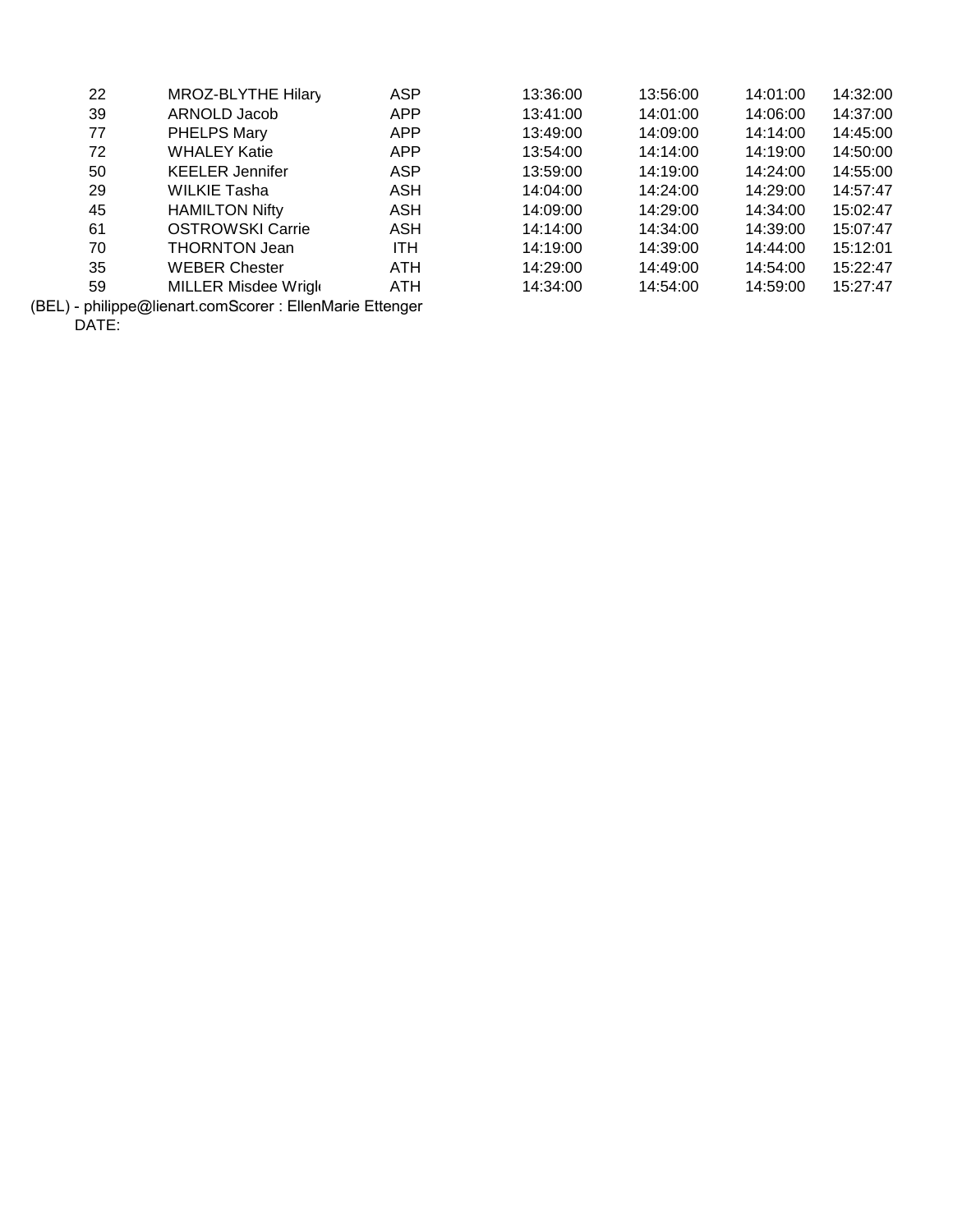| | | | | | | |
|---|---|---|---|---|---|---|
| 22 | MROZ-BLYTHE Hilary | ASP | 13:36:00 | 13:56:00 | 14:01:00 | 14:32:00 |
| 39 | ARNOLD Jacob | APP | 13:41:00 | 14:01:00 | 14:06:00 | 14:37:00 |
| 77 | PHELPS Mary | APP | 13:49:00 | 14:09:00 | 14:14:00 | 14:45:00 |
| 72 | WHALEY Katie | APP | 13:54:00 | 14:14:00 | 14:19:00 | 14:50:00 |
| 50 | KEELER Jennifer | ASP | 13:59:00 | 14:19:00 | 14:24:00 | 14:55:00 |
| 29 | WILKIE Tasha | ASH | 14:04:00 | 14:24:00 | 14:29:00 | 14:57:47 |
| 45 | HAMILTON Nifty | ASH | 14:09:00 | 14:29:00 | 14:34:00 | 15:02:47 |
| 61 | OSTROWSKI Carrie | ASH | 14:14:00 | 14:34:00 | 14:39:00 | 15:07:47 |
| 70 | THORNTON Jean | ITH | 14:19:00 | 14:39:00 | 14:44:00 | 15:12:01 |
| 35 | WEBER Chester | ATH | 14:29:00 | 14:49:00 | 14:54:00 | 15:22:47 |
| 59 | MILLER Misdee Wrigl | ATH | 14:34:00 | 14:54:00 | 14:59:00 | 15:27:47 |

(BEL) - philippe@lienart.comScorer : EllenMarie Ettenger

DATE: